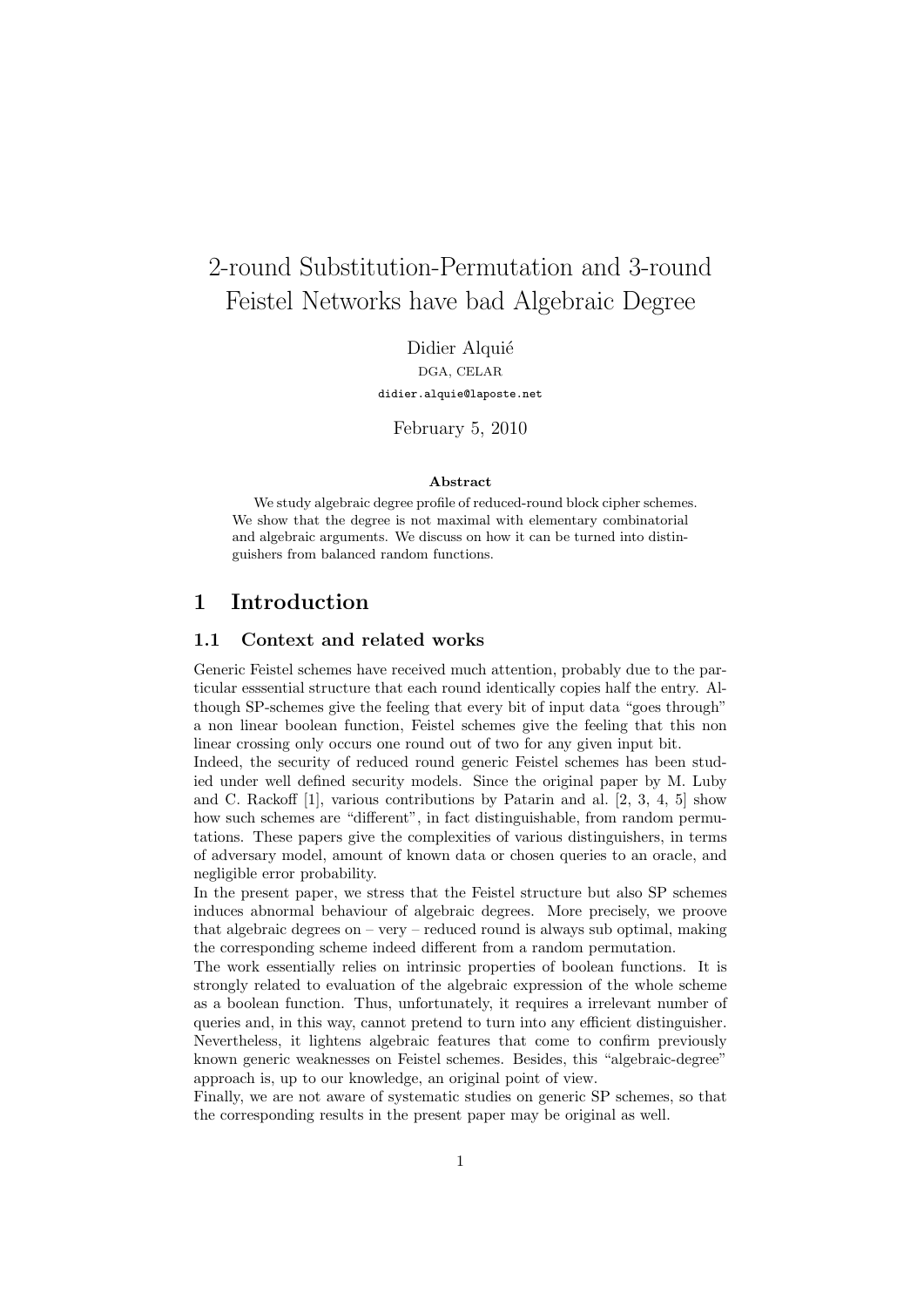# 2-round Substitution-Permutation and 3-round Feistel Networks have bad Algebraic Degree

Didier Alquié

DGA, CELAR

didier.alquie@laposte.net

February 5, 2010

**Abstract**

We study algebraic degree profile of reduced-round block cipher schemes. We show that the degree is not maximal with elementary combinatorial and algebraic arguments. We discuss on how it can be turned into distinguishers from balanced random functions.

## 1 Introduction

### 1.1 Context and related works

Generic Feistel schemes have received much attention, probably due to the particular esssential structure that each round identically copies half the entry. Although SP-schemes give the feeling that every bit of input data "goes through" a non linear boolean function, Feistel schemes give the feeling that this non linear crossing only occurs one round out of two for any given input bit.

Indeed, the security of reduced round generic Feistel schemes has been studied under well defined security models. Since the original paper by M. Luby and C. Rackoff [1], various contributions by Patarin and al. [2, 3, 4, 5] show how such schemes are "different", in fact distinguishable, from random permutations. These papers give the complexities of various distinguishers, in terms of adversary model, amount of known data or chosen queries to an oracle, and negligible error probability.

In the present paper, we stress that the Feistel structure but also SP schemes induces abnormal behaviour of algebraic degrees. More precisely, we proove that algebraic degrees on – very – reduced round is always sub optimal, making the corresponding scheme indeed different from a random permutation.

The work essentially relies on intrinsic properties of boolean functions. It is strongly related to evaluation of the algebraic expression of the whole scheme as a boolean function. Thus, unfortunately, it requires a irrelevant number of queries and, in this way, cannot pretend to turn into any efficient distinguisher. Nevertheless, it lightens algebraic features that come to confirm previously known generic weaknesses on Feistel schemes. Besides, this "algebraic-degree" approach is, up to our knowledge, an original point of view.

Finally, we are not aware of systematic studies on generic SP schemes, so that the corresponding results in the present paper may be original as well.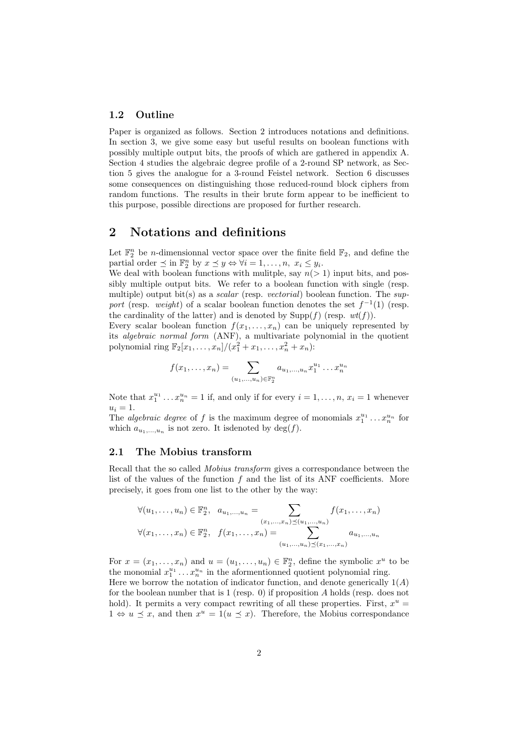### 1.2 Outline

Paper is organized as follows. Section 2 introduces notations and definitions. In section 3, we give some easy but useful results on boolean functions with possibly multiple output bits, the proofs of which are gathered in appendix A. Section 4 studies the algebraic degree profile of a 2-round SP network, as Section 5 gives the analogue for a 3-round Feistel network. Section 6 discusses some consequences on distinguishing those reduced-round block ciphers from random functions. The results in their brute form appear to be inefficient to this purpose, possible directions are proposed for further research.

## 2 Notations and definitions

Let $\mathbb{F}_2^n$ be $n$-dimensionnal vector space over the finite field $\mathbb{F}_2$, and define the partial order $\preceq$ in $\mathbb{F}_2^n$ by $x \preceq y \Leftrightarrow \forall i = 1, \ldots, n,\ x_i \leq y_i$.
We deal with boolean functions with mulitple, say $n(>1)$ input bits, and possibly multiple output bits. We refer to a boolean function with single (resp. multiple) output bit(s) as a *scalar* (resp. *vectorial*) boolean function. The *support* (resp. *weight*) of a scalar boolean function denotes the set $f^{-1}(1)$ (resp. the cardinality of the latter) and is denoted by $\mathrm{Supp}(f)$ (resp. $wt(f)$).
Every scalar boolean function $f(x_1, \ldots, x_n)$ can be uniquely represented by its *algebraic normal form* (ANF), a multivariate polynomial in the quotient polynomial ring $\mathbb{F}_2[x_1, \ldots, x_n]/(x_1^2 + x_1, \ldots, x_n^2 + x_n)$:

$$f(x_1, \ldots, x_n) = \sum_{(u_1, \ldots, u_n) \in \mathbb{F}_2^n} a_{u_1, \ldots, u_n} x_1^{u_1} \ldots x_n^{u_n}$$

Note that $x_1^{u_1} \ldots x_n^{u_n} = 1$ if, and only if for every $i = 1, \ldots, n$, $x_i = 1$ whenever $u_i = 1$.
The *algebraic degree* of $f$ is the maximum degree of monomials $x_1^{u_1} \ldots x_n^{u_n}$ for which $a_{u_1, \ldots, u_n}$ is not zero. It isdenoted by $\deg(f)$.

### 2.1 The Mobius transform

Recall that the so called *Mobius transform* gives a correspondance between the list of the values of the function $f$ and the list of its ANF coefficients. More precisely, it goes from one list to the other by the way:

$$\forall (u_1, \ldots, u_n) \in \mathbb{F}_2^n, \quad a_{u_1, \ldots, u_n} = \sum_{(x_1, \ldots, x_n) \preceq (u_1, \ldots, u_n)} f(x_1, \ldots, x_n)$$

$$\forall (x_1, \ldots, x_n) \in \mathbb{F}_2^n, \quad f(x_1, \ldots, x_n) = \sum_{(u_1, \ldots, u_n) \preceq (x_1, \ldots, x_n)} a_{u_1, \ldots, u_n}$$

For $x = (x_1, \ldots, x_n)$ and $u = (u_1, \ldots, u_n) \in \mathbb{F}_2^n$, define the symbolic $x^u$ to be the monomial $x_1^{u_1} \ldots x_n^{u_n}$ in the aformentionned quotient polynomial ring.
Here we borrow the notation of indicator function, and denote generically $1(A)$ for the boolean number that is 1 (resp. 0) if proposition $A$ holds (resp. does not hold). It permits a very compact rewriting of all these properties. First, $x^u = 1 \Leftrightarrow u \preceq x$, and then $x^u = 1(u \preceq x)$. Therefore, the Mobius correspondance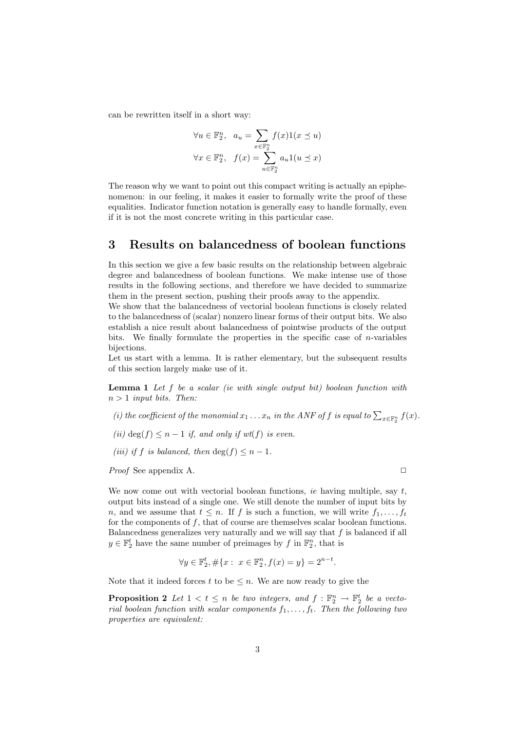can be rewritten itself in a short way:

$$\forall u \in \mathbb{F}_2^n, \quad a_u = \sum_{x \in \mathbb{F}_2^n} f(x) 1(x \preceq u)$$
$$\forall x \in \mathbb{F}_2^n, \quad f(x) = \sum_{u \in \mathbb{F}_2^n} a_u 1(u \preceq x)$$

The reason why we want to point out this compact writing is actually an epiphenomenon: in our feeling, it makes it easier to formally write the proof of these equalities. Indicator function notation is generally easy to handle formally, even if it is not the most concrete writing in this particular case.

# 3 Results on balancedness of boolean functions

In this section we give a few basic results on the relationship between algebraic degree and balancedness of boolean functions. We make intense use of those results in the following sections, and therefore we have decided to summarize them in the present section, pushing their proofs away to the appendix.
We show that the balancedness of vectorial boolean functions is closely related to the balancedness of (scalar) nonzero linear forms of their output bits. We also establish a nice result about balancedness of pointwise products of the output bits. We finally formulate the properties in the specific case of $n$-variables bijections.
Let us start with a lemma. It is rather elementary, but the subsequent results of this section largely make use of it.

**Lemma 1** *Let $f$ be a scalar (ie with single output bit) boolean function with $n > 1$ input bits. Then:*

*(i) the coefficient of the monomial $x_1 \dots x_n$ in the ANF of $f$ is equal to $\sum_{x \in \mathbb{F}_2^n} f(x)$.*

*(ii) $\deg(f) \leq n - 1$ if, and only if $wt(f)$ is even.*

*(iii) if $f$ is balanced, then $\deg(f) \leq n - 1$.*

*Proof* See appendix A. □

We now come out with vectorial boolean functions, *ie* having multiple, say $t$, output bits instead of a single one. We still denote the number of input bits by $n$, and we assume that $t \leq n$. If $f$ is such a function, we will write $f_1, \dots, f_t$ for the components of $f$, that of course are themselves scalar boolean functions. Balancedness generalizes very naturally and we will say that $f$ is balanced if all $y \in \mathbb{F}_2^t$ have the same number of preimages by $f$ in $\mathbb{F}_2^n$, that is

$$\forall y \in \mathbb{F}_2^t, \#\{x : \ x \in \mathbb{F}_2^n, f(x) = y\} = 2^{n-t}.$$

Note that it indeed forces $t$ to be $\leq n$. We are now ready to give the

**Proposition 2** *Let $1 < t \leq n$ be two integers, and $f : \mathbb{F}_2^n \to \mathbb{F}_2^t$ be a vectorial boolean function with scalar components $f_1, \dots, f_t$. Then the following two properties are equivalent:*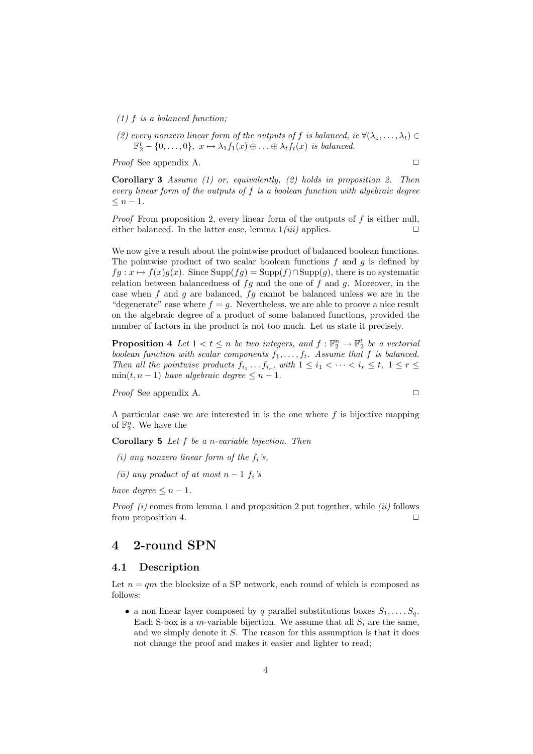*(1) $f$ is a balanced function;*

*(2) every nonzero linear form of the outputs of $f$ is balanced, ie $\forall(\lambda_1, \ldots, \lambda_t) \in \mathbb{F}_2^t - \{0, \ldots, 0\}$, $x \mapsto \lambda_1 f_1(x) \oplus \ldots \oplus \lambda_t f_t(x)$ is balanced.*

*Proof* See appendix A. □

**Corollary 3** *Assume (1) or, equivalently, (2) holds in proposition 2. Then every linear form of the outputs of $f$ is a boolean function with algebraic degree $\leq n-1$.*

*Proof* From proposition 2, every linear form of the outputs of $f$ is either null, either balanced. In the latter case, lemma 1*(iii)* applies. □

We now give a result about the pointwise product of balanced boolean functions. The pointwise product of two scalar boolean functions $f$ and $g$ is defined by $fg : x \mapsto f(x)g(x)$. Since $\text{Supp}(fg) = \text{Supp}(f) \cap \text{Supp}(g)$, there is no systematic relation between balancedness of $fg$ and the one of $f$ and $g$. Moreover, in the case when $f$ and $g$ are balanced, $fg$ cannot be balanced unless we are in the "degenerate" case where $f = g$. Nevertheless, we are able to proove a nice result on the algebraic degree of a product of some balanced functions, provided the number of factors in the product is not too much. Let us state it precisely.

**Proposition 4** *Let $1 < t \leq n$ be two integers, and $f : \mathbb{F}_2^n \to \mathbb{F}_2^t$ be a vectorial boolean function with scalar components $f_1, \ldots, f_t$. Assume that $f$ is balanced. Then all the pointwise products $f_{i_1} \ldots f_{i_r}$, with $1 \leq i_1 < \cdots < i_r \leq t$, $1 \leq r \leq \min(t, n-1)$ have algebraic degree $\leq n-1$.*

*Proof* See appendix A. □

A particular case we are interested in is the one where $f$ is bijective mapping of $\mathbb{F}_2^n$. We have the

**Corollary 5** *Let $f$ be a $n$-variable bijection. Then*

*(i) any nonzero linear form of the $f_i$'s,*

*(ii) any product of at most $n-1$ $f_i$'s*

*have degree $\leq n-1$.*

*Proof* *(i)* comes from lemma 1 and proposition 2 put together, while *(ii)* follows from proposition 4. □

# 4 2-round SPN

## 4.1 Description

Let $n = qm$ the blocksize of a SP network, each round of which is composed as follows:

- a non linear layer composed by $q$ parallel substitutions boxes $S_1, \ldots, S_q$. Each S-box is a $m$-variable bijection. We assume that all $S_i$ are the same, and we simply denote it $S$. The reason for this assumption is that it does not change the proof and makes it easier and lighter to read;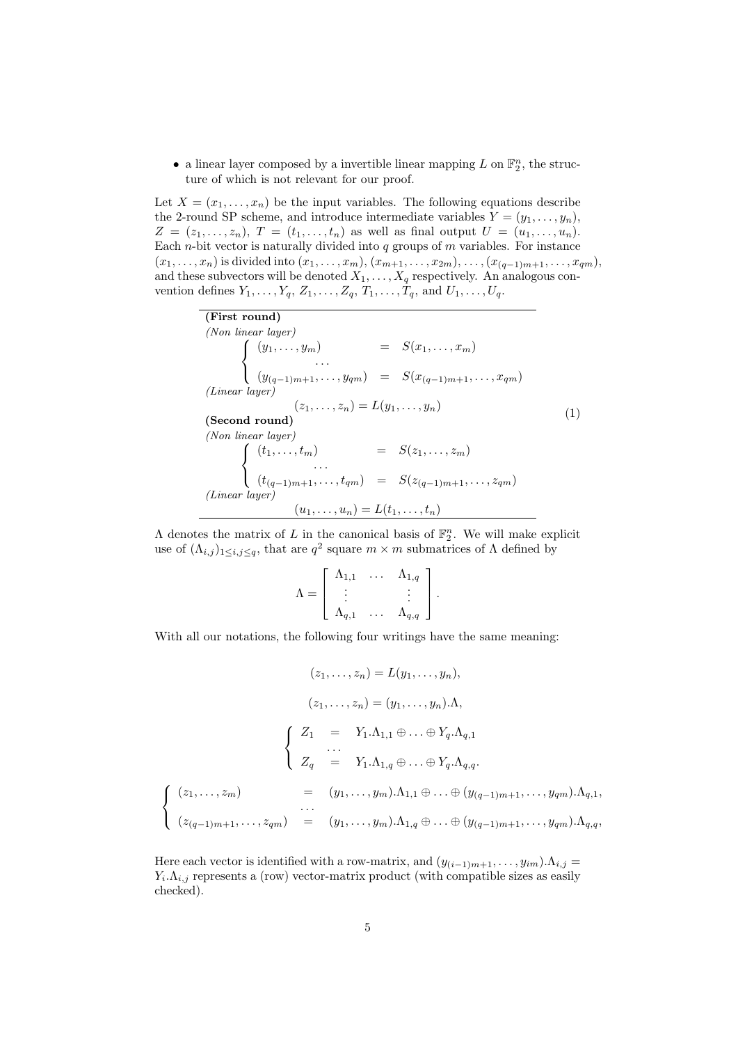- a linear layer composed by a invertible linear mapping $L$ on $\mathbb{F}_2^n$, the structure of which is not relevant for our proof.

Let $X = (x_1, \ldots, x_n)$ be the input variables. The following equations describe the 2-round SP scheme, and introduce intermediate variables $Y = (y_1, \ldots, y_n)$, $Z = (z_1, \ldots, z_n)$, $T = (t_1, \ldots, t_n)$ as well as final output $U = (u_1, \ldots, u_n)$. Each $n$-bit vector is naturally divided into $q$ groups of $m$ variables. For instance $(x_1, \ldots, x_n)$ is divided into $(x_1, \ldots, x_m)$, $(x_{m+1}, \ldots, x_{2m})$, $\ldots$, $(x_{(q-1)m+1}, \ldots, x_{qm})$, and these subvectors will be denoted $X_1, \ldots, X_q$ respectively. An analogous convention defines $Y_1, \ldots, Y_q$, $Z_1, \ldots, Z_q$, $T_1, \ldots, T_q$, and $U_1, \ldots, U_q$.

$$
\begin{array}{l}
\textbf{(First round)} \\
\textit{(Non linear layer)} \\
\quad \left\{ \begin{array}{lcl} (y_1, \ldots, y_m) & = & S(x_1, \ldots, x_m) \\ & \cdots & \\ (y_{(q-1)m+1}, \ldots, y_{qm}) & = & S(x_{(q-1)m+1}, \ldots, x_{qm}) \end{array} \right. \\
\textit{(Linear layer)} \\
\qquad\qquad (z_1, \ldots, z_n) = L(y_1, \ldots, y_n) \\
\textbf{(Second round)} \\
\textit{(Non linear layer)} \\
\quad \left\{ \begin{array}{lcl} (t_1, \ldots, t_m) & = & S(z_1, \ldots, z_m) \\ & \cdots & \\ (t_{(q-1)m+1}, \ldots, t_{qm}) & = & S(z_{(q-1)m+1}, \ldots, z_{qm}) \end{array} \right. \\
\textit{(Linear layer)} \\
\qquad\qquad (u_1, \ldots, u_n) = L(t_1, \ldots, t_n)
\end{array}
\tag{1}
$$

$\Lambda$ denotes the matrix of $L$ in the canonical basis of $\mathbb{F}_2^n$. We will make explicit use of $(\Lambda_{i,j})_{1 \le i,j \le q}$, that are $q^2$ square $m \times m$ submatrices of $\Lambda$ defined by

$$
\Lambda = \left[ \begin{array}{ccc} \Lambda_{1,1} & \ldots & \Lambda_{1,q} \\ \vdots & & \vdots \\ \Lambda_{q,1} & \ldots & \Lambda_{q,q} \end{array} \right].
$$

With all our notations, the following four writings have the same meaning:

$$
(z_1, \ldots, z_n) = L(y_1, \ldots, y_n),
$$

$$
(z_1, \ldots, z_n) = (y_1, \ldots, y_n).\Lambda,
$$

$$
\left\{ \begin{array}{lcl} Z_1 & = & Y_1.\Lambda_{1,1} \oplus \ldots \oplus Y_q.\Lambda_{q,1} \\ & \cdots & \\ Z_q & = & Y_1.\Lambda_{1,q} \oplus \ldots \oplus Y_q.\Lambda_{q,q}. \end{array} \right.
$$

$$
\left\{ \begin{array}{lcl} (z_1, \ldots, z_m) & = & (y_1, \ldots, y_m).\Lambda_{1,1} \oplus \ldots \oplus (y_{(q-1)m+1}, \ldots, y_{qm}).\Lambda_{q,1}, \\ & \cdots & \\ (z_{(q-1)m+1}, \ldots, z_{qm}) & = & (y_1, \ldots, y_m).\Lambda_{1,q} \oplus \ldots \oplus (y_{(q-1)m+1}, \ldots, y_{qm}).\Lambda_{q,q}, \end{array} \right.
$$

Here each vector is identified with a row-matrix, and $(y_{(i-1)m+1}, \ldots, y_{im}).\Lambda_{i,j} = Y_i.\Lambda_{i,j}$ represents a (row) vector-matrix product (with compatible sizes as easily checked).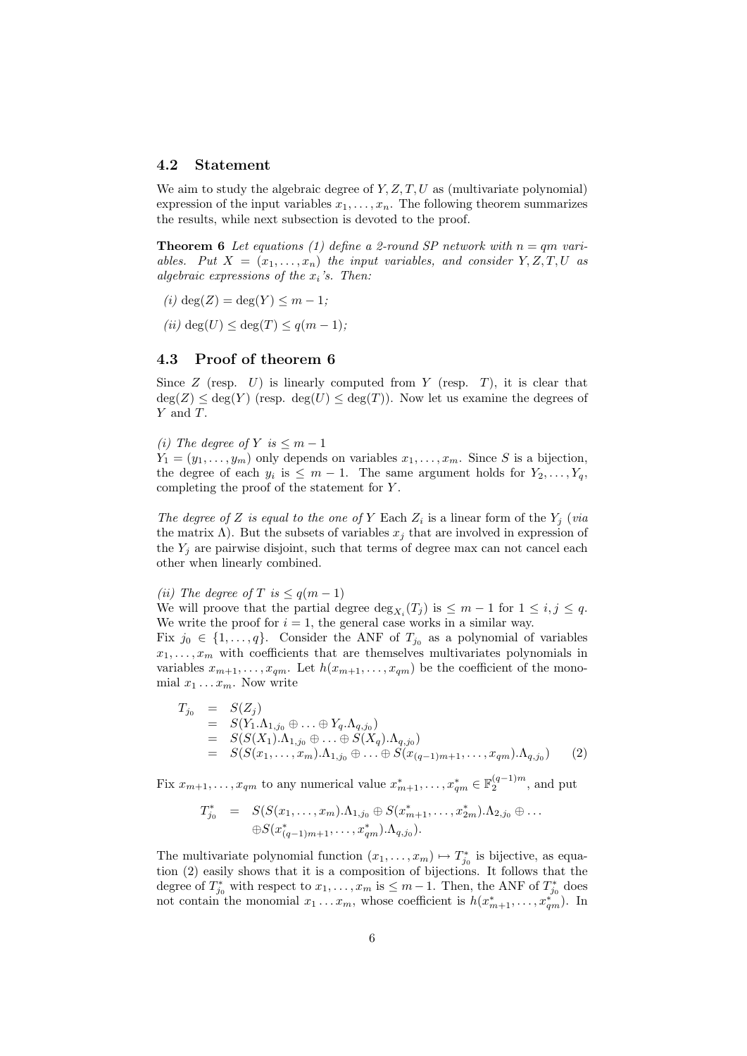### 4.2 Statement

We aim to study the algebraic degree of $Y, Z, T, U$ as (multivariate polynomial) expression of the input variables $x_1, \ldots, x_n$. The following theorem summarizes the results, while next subsection is devoted to the proof.

**Theorem 6** *Let equations (1) define a 2-round SP network with $n = qm$ variables. Put $X = (x_1, \ldots, x_n)$ the input variables, and consider $Y, Z, T, U$ as algebraic expressions of the $x_i$'s. Then:*

*(i) $\deg(Z) = \deg(Y) \leq m - 1$;*

*(ii) $\deg(U) \leq \deg(T) \leq q(m - 1)$;*

### 4.3 Proof of theorem 6

Since $Z$ (resp. $U$) is linearly computed from $Y$ (resp. $T$), it is clear that $\deg(Z) \leq \deg(Y)$ (resp. $\deg(U) \leq \deg(T)$). Now let us examine the degrees of $Y$ and $T$.

*(i) The degree of $Y$ is $\leq m - 1$*
$Y_1 = (y_1, \ldots, y_m)$ only depends on variables $x_1, \ldots, x_m$. Since $S$ is a bijection, the degree of each $y_i$ is $\leq m - 1$. The same argument holds for $Y_2, \ldots, Y_q$, completing the proof of the statement for $Y$.

*The degree of $Z$ is equal to the one of $Y$* Each $Z_i$ is a linear form of the $Y_j$ (*via* the matrix $\Lambda$). But the subsets of variables $x_j$ that are involved in expression of the $Y_j$ are pairwise disjoint, such that terms of degree max can not cancel each other when linearly combined.

*(ii) The degree of $T$ is $\leq q(m - 1)$*
We will proove that the partial degree $\deg_{X_i}(T_j)$ is $\leq m - 1$ for $1 \leq i, j \leq q$. We write the proof for $i = 1$, the general case works in a similar way.
Fix $j_0 \in \{1, \ldots, q\}$. Consider the ANF of $T_{j_0}$ as a polynomial of variables $x_1, \ldots, x_m$ with coefficients that are themselves multivariates polynomials in variables $x_{m+1}, \ldots, x_{qm}$. Let $h(x_{m+1}, \ldots, x_{qm})$ be the coefficient of the monomial $x_1 \ldots x_m$. Now write

$$
\begin{aligned}
T_{j_0} &= S(Z_j) \\
&= S(Y_1.\Lambda_{1,j_0} \oplus \ldots \oplus Y_q.\Lambda_{q,j_0}) \\
&= S(S(X_1).\Lambda_{1,j_0} \oplus \ldots \oplus S(X_q).\Lambda_{q,j_0}) \\
&= S(S(x_1, \ldots, x_m).\Lambda_{1,j_0} \oplus \ldots \oplus S(x_{(q-1)m+1}, \ldots, x_{qm}).\Lambda_{q,j_0}) \qquad (2)
\end{aligned}
$$

Fix $x_{m+1}, \ldots, x_{qm}$ to any numerical value $x^*_{m+1}, \ldots, x^*_{qm} \in \mathbb{F}_2^{(q-1)m}$, and put

$$
\begin{aligned}
T^*_{j_0} = \; & S(S(x_1, \ldots, x_m).\Lambda_{1,j_0} \oplus S(x^*_{m+1}, \ldots, x^*_{2m}).\Lambda_{2,j_0} \oplus \ldots \\
& \oplus S(x^*_{(q-1)m+1}, \ldots, x^*_{qm}).\Lambda_{q,j_0}).
\end{aligned}
$$

The multivariate polynomial function $(x_1, \ldots, x_m) \mapsto T^*_{j_0}$ is bijective, as equation (2) easily shows that it is a composition of bijections. It follows that the degree of $T^*_{j_0}$ with respect to $x_1, \ldots, x_m$ is $\leq m - 1$. Then, the ANF of $T^*_{j_0}$ does not contain the monomial $x_1 \ldots x_m$, whose coefficient is $h(x^*_{m+1}, \ldots, x^*_{qm})$. In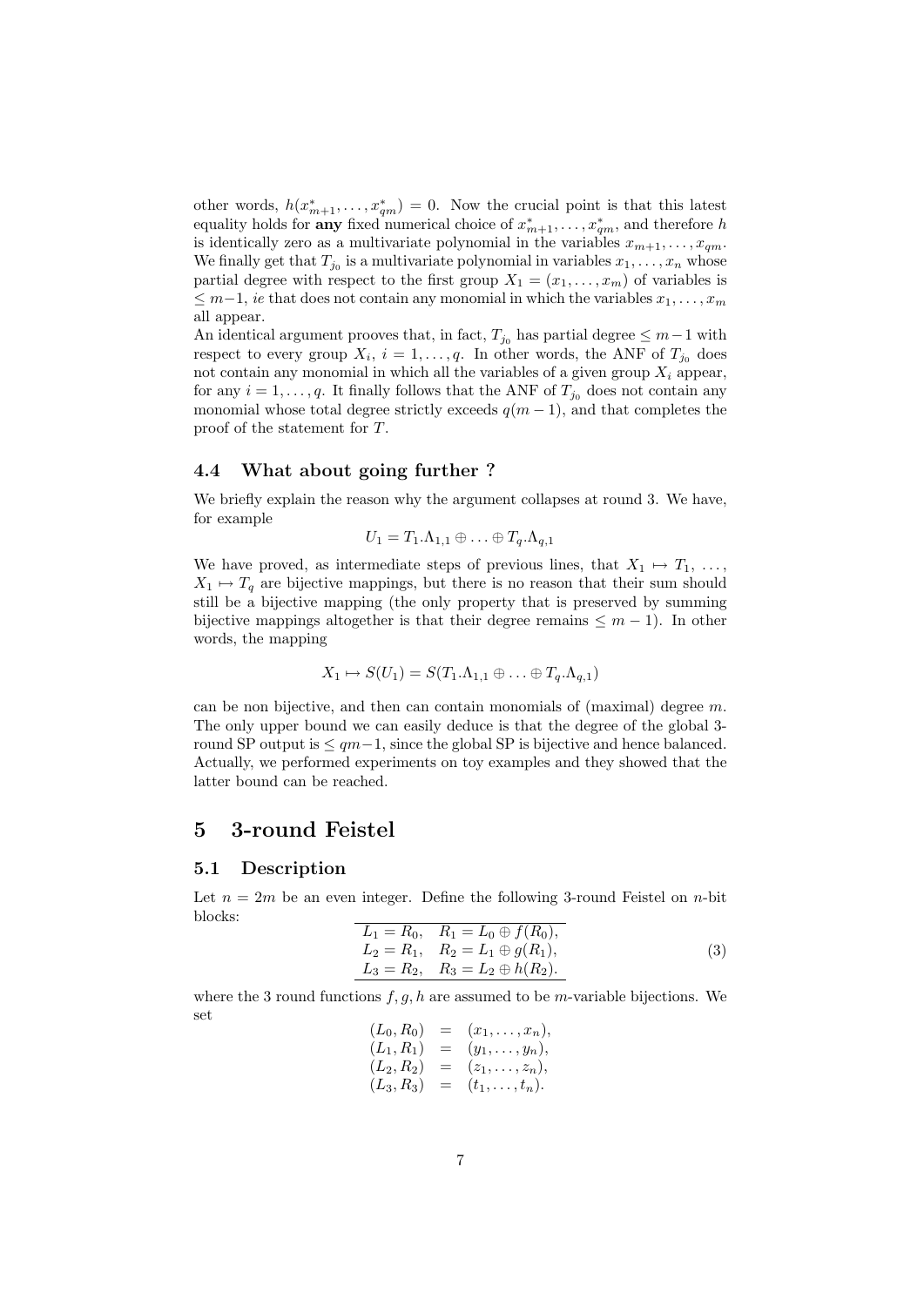other words, $h(x^*_{m+1}, \ldots, x^*_{qm}) = 0$. Now the crucial point is that this latest equality holds for **any** fixed numerical choice of $x^*_{m+1}, \ldots, x^*_{qm}$, and therefore $h$ is identically zero as a multivariate polynomial in the variables $x_{m+1}, \ldots, x_{qm}$. We finally get that $T_{j_0}$ is a multivariate polynomial in variables $x_1, \ldots, x_n$ whose partial degree with respect to the first group $X_1 = (x_1, \ldots, x_m)$ of variables is $\leq m-1$, *ie* that does not contain any monomial in which the variables $x_1, \ldots, x_m$ all appear.

An identical argument prooves that, in fact, $T_{j_0}$ has partial degree $\leq m-1$ with respect to every group $X_i$, $i = 1, \ldots, q$. In other words, the ANF of $T_{j_0}$ does not contain any monomial in which all the variables of a given group $X_i$ appear, for any $i = 1, \ldots, q$. It finally follows that the ANF of $T_{j_0}$ does not contain any monomial whose total degree strictly exceeds $q(m-1)$, and that completes the proof of the statement for $T$.

### 4.4 What about going further ?

We briefly explain the reason why the argument collapses at round 3. We have, for example

$$U_1 = T_1.\Lambda_{1,1} \oplus \ldots \oplus T_q.\Lambda_{q,1}$$

We have proved, as intermediate steps of previous lines, that $X_1 \mapsto T_1$, $\ldots$, $X_1 \mapsto T_q$ are bijective mappings, but there is no reason that their sum should still be a bijective mapping (the only property that is preserved by summing bijective mappings altogether is that their degree remains $\leq m-1$). In other words, the mapping

$$X_1 \mapsto S(U_1) = S(T_1.\Lambda_{1,1} \oplus \ldots \oplus T_q.\Lambda_{q,1})$$

can be non bijective, and then can contain monomials of (maximal) degree $m$. The only upper bound we can easily deduce is that the degree of the global 3-round SP output is $\leq qm-1$, since the global SP is bijective and hence balanced. Actually, we performed experiments on toy examples and they showed that the latter bound can be reached.

## 5 3-round Feistel

### 5.1 Description

Let $n = 2m$ be an even integer. Define the following 3-round Feistel on $n$-bit blocks:

$$\begin{array}{ll} L_1 = R_0, & R_1 = L_0 \oplus f(R_0), \\ L_2 = R_1, & R_2 = L_1 \oplus g(R_1), \\ L_3 = R_2, & R_3 = L_2 \oplus h(R_2). \end{array} \quad (3)$$

where the 3 round functions $f, g, h$ are assumed to be $m$-variable bijections. We set

$$\begin{array}{rcl} (L_0, R_0) & = & (x_1, \ldots, x_n), \\ (L_1, R_1) & = & (y_1, \ldots, y_n), \\ (L_2, R_2) & = & (z_1, \ldots, z_n), \\ (L_3, R_3) & = & (t_1, \ldots, t_n). \end{array}$$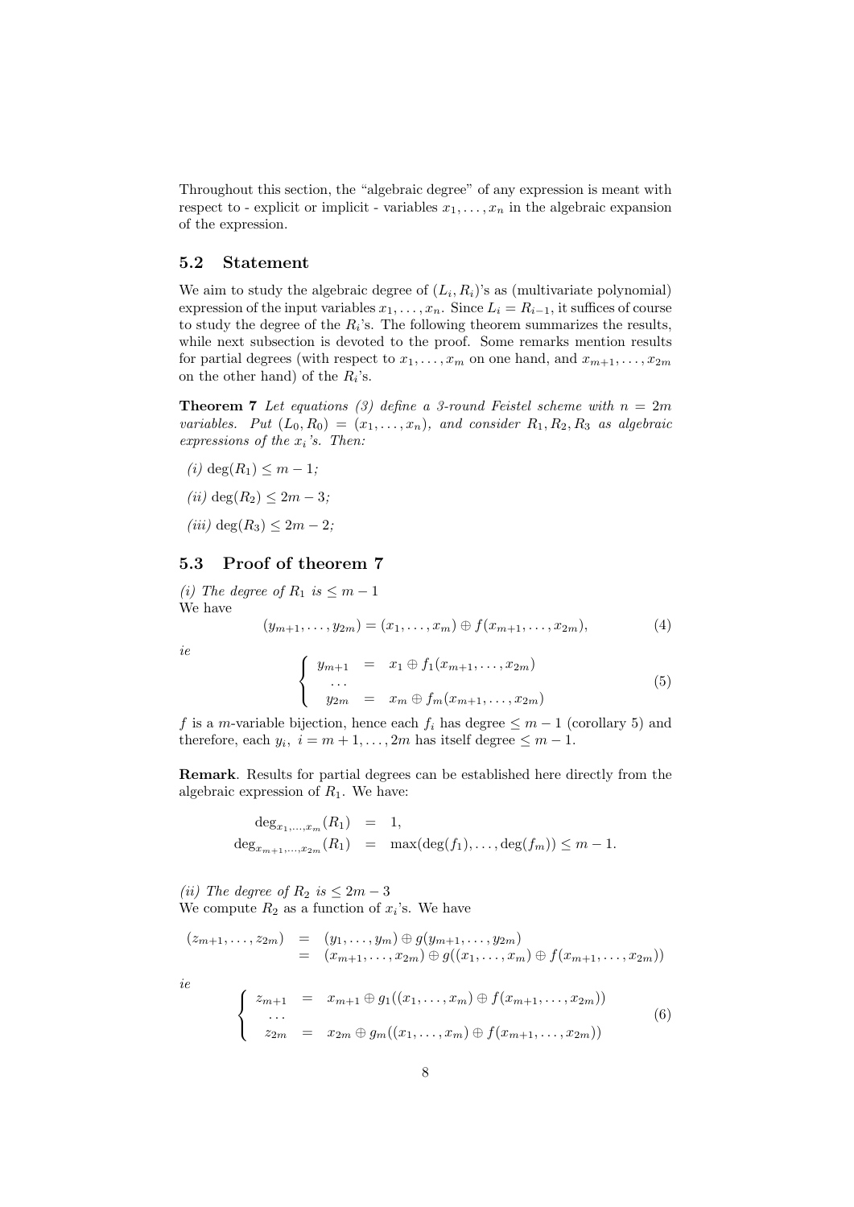Throughout this section, the "algebraic degree" of any expression is meant with respect to - explicit or implicit - variables $x_1, \ldots, x_n$ in the algebraic expansion of the expression.

### 5.2 Statement

We aim to study the algebraic degree of $(L_i, R_i)$'s as (multivariate polynomial) expression of the input variables $x_1, \ldots, x_n$. Since $L_i = R_{i-1}$, it suffices of course to study the degree of the $R_i$'s. The following theorem summarizes the results, while next subsection is devoted to the proof. Some remarks mention results for partial degrees (with respect to $x_1, \ldots, x_m$ on one hand, and $x_{m+1}, \ldots, x_{2m}$ on the other hand) of the $R_i$'s.

**Theorem 7** *Let equations (3) define a 3-round Feistel scheme with $n = 2m$ variables. Put $(L_0, R_0) = (x_1, \ldots, x_n)$, and consider $R_1, R_2, R_3$ as algebraic expressions of the $x_i$'s. Then:*

*(i)* $\deg(R_1) \leq m - 1$*;*

*(ii)* $\deg(R_2) \leq 2m - 3$*;*

*(iii)* $\deg(R_3) \leq 2m - 2$*;*

### 5.3 Proof of theorem 7

*(i) The degree of $R_1$ is $\leq m - 1$*
We have

$$(y_{m+1}, \ldots, y_{2m}) = (x_1, \ldots, x_m) \oplus f(x_{m+1}, \ldots, x_{2m}), \tag{4}$$

*ie*

$$\left\{ \begin{array}{rcl} y_{m+1} & = & x_1 \oplus f_1(x_{m+1}, \ldots, x_{2m}) \\ \ldots & & \\ y_{2m} & = & x_m \oplus f_m(x_{m+1}, \ldots, x_{2m}) \end{array} \right. \tag{5}$$

$f$ is a $m$-variable bijection, hence each $f_i$ has degree $\leq m - 1$ (corollary 5) and therefore, each $y_i$, $i = m + 1, \ldots, 2m$ has itself degree $\leq m - 1$.

**Remark**. Results for partial degrees can be established here directly from the algebraic expression of $R_1$. We have:

$$\begin{array}{rcl} \deg_{x_1,\ldots,x_m}(R_1) & = & 1, \\ \deg_{x_{m+1},\ldots,x_{2m}}(R_1) & = & \max(\deg(f_1), \ldots, \deg(f_m)) \leq m - 1. \end{array}$$

*(ii) The degree of $R_2$ is $\leq 2m - 3$*
We compute $R_2$ as a function of $x_i$'s. We have

$$\begin{array}{rcl} (z_{m+1}, \ldots, z_{2m}) & = & (y_1, \ldots, y_m) \oplus g(y_{m+1}, \ldots, y_{2m}) \\ & = & (x_{m+1}, \ldots, x_{2m}) \oplus g((x_1, \ldots, x_m) \oplus f(x_{m+1}, \ldots, x_{2m})) \end{array}$$

*ie*

$$\left\{ \begin{array}{rcl} z_{m+1} & = & x_{m+1} \oplus g_1((x_1, \ldots, x_m) \oplus f(x_{m+1}, \ldots, x_{2m})) \\ \ldots & & \\ z_{2m} & = & x_{2m} \oplus g_m((x_1, \ldots, x_m) \oplus f(x_{m+1}, \ldots, x_{2m})) \end{array} \right. \tag{6}$$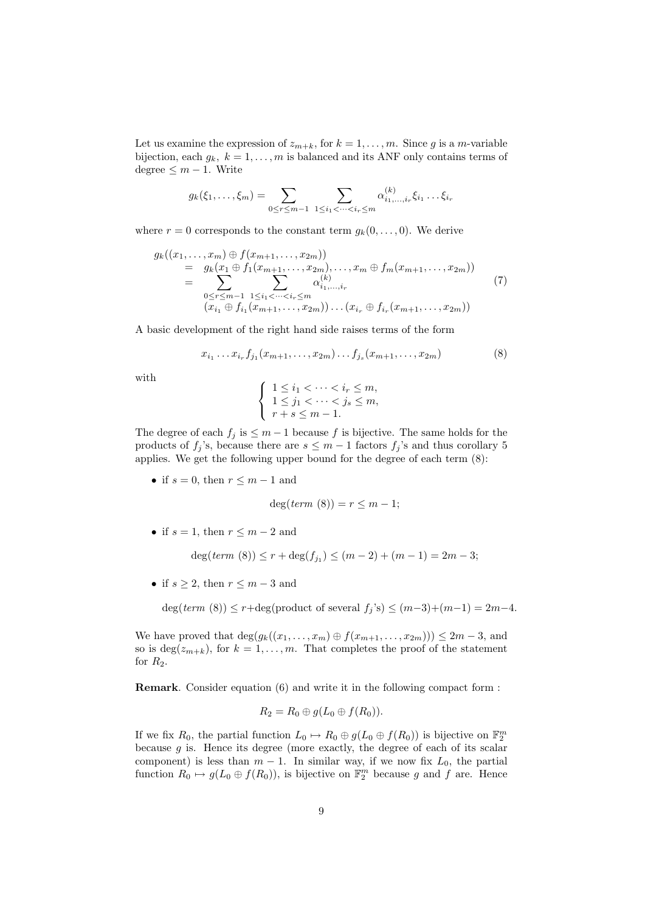Let us examine the expression of $z_{m+k}$, for $k = 1, \dots, m$. Since $g$ is a $m$-variable bijection, each $g_k,\ k = 1, \dots, m$ is balanced and its ANF only contains terms of degree $\leq m - 1$. Write

$$g_k(\xi_1, \dots, \xi_m) = \sum_{0 \leq r \leq m-1} \; \sum_{1 \leq i_1 < \cdots < i_r \leq m} \alpha^{(k)}_{i_1,\dots,i_r} \xi_{i_1} \dots \xi_{i_r}$$

where $r = 0$ corresponds to the constant term $g_k(0, \dots, 0)$. We derive

$$\begin{aligned}
g_k(&(x_1, \dots, x_m) \oplus f(x_{m+1}, \dots, x_{2m})) \\
&= g_k(x_1 \oplus f_1(x_{m+1}, \dots, x_{2m}), \dots, x_m \oplus f_m(x_{m+1}, \dots, x_{2m})) \\
&= \sum_{0 \leq r \leq m-1} \; \sum_{1 \leq i_1 < \cdots < i_r \leq m} \alpha^{(k)}_{i_1,\dots,i_r} \\
&\quad (x_{i_1} \oplus f_{i_1}(x_{m+1}, \dots, x_{2m})) \dots (x_{i_r} \oplus f_{i_r}(x_{m+1}, \dots, x_{2m}))
\end{aligned} \tag{7}$$

A basic development of the right hand side raises terms of the form

$$x_{i_1} \dots x_{i_r} f_{j_1}(x_{m+1}, \dots, x_{2m}) \dots f_{j_s}(x_{m+1}, \dots, x_{2m}) \tag{8}$$

with

$$\begin{cases} 1 \leq i_1 < \cdots < i_r \leq m, \\ 1 \leq j_1 < \cdots < j_s \leq m, \\ r + s \leq m - 1. \end{cases}$$

The degree of each $f_j$ is $\leq m - 1$ because $f$ is bijective. The same holds for the products of $f_j$'s, because there are $s \leq m - 1$ factors $f_j$'s and thus corollary 5 applies. We get the following upper bound for the degree of each term (8):

- if $s = 0$, then $r \leq m - 1$ and
$$\deg(\textit{term } (8)) = r \leq m - 1;$$
- if $s = 1$, then $r \leq m - 2$ and
$$\deg(\textit{term } (8)) \leq r + \deg(f_{j_1}) \leq (m - 2) + (m - 1) = 2m - 3;$$
- if $s \geq 2$, then $r \leq m - 3$ and
$$\deg(\textit{term } (8)) \leq r + \deg(\text{product of several } f_j\text{'s}) \leq (m-3) + (m-1) = 2m-4.$$

We have proved that $\deg(g_k((x_1, \dots, x_m) \oplus f(x_{m+1}, \dots, x_{2m}))) \leq 2m - 3$, and so is $\deg(z_{m+k})$, for $k = 1, \dots, m$. That completes the proof of the statement for $R_2$.

**Remark**. Consider equation (6) and write it in the following compact form :

$$R_2 = R_0 \oplus g(L_0 \oplus f(R_0)).$$

If we fix $R_0$, the partial function $L_0 \mapsto R_0 \oplus g(L_0 \oplus f(R_0))$ is bijective on $\mathbb{F}_2^m$ because $g$ is. Hence its degree (more exactly, the degree of each of its scalar component) is less than $m - 1$. In similar way, if we now fix $L_0$, the partial function $R_0 \mapsto g(L_0 \oplus f(R_0))$, is bijective on $\mathbb{F}_2^m$ because $g$ and $f$ are. Hence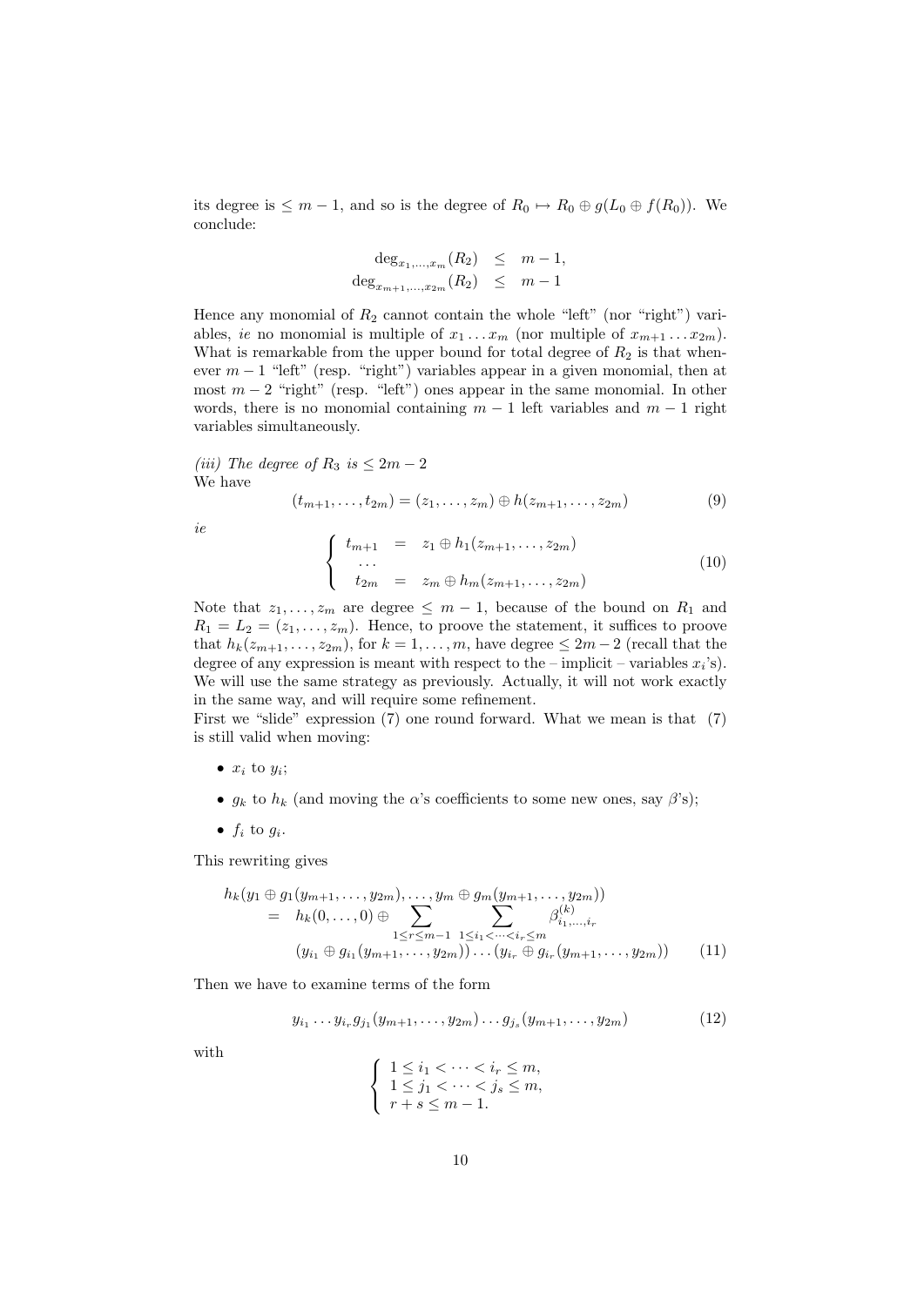its degree is $\leq m-1$, and so is the degree of $R_0 \mapsto R_0 \oplus g(L_0 \oplus f(R_0))$. We conclude:

$$\begin{aligned}
\deg_{x_1,\ldots,x_m}(R_2) &\leq m-1, \\
\deg_{x_{m+1},\ldots,x_{2m}}(R_2) &\leq m-1
\end{aligned}$$

Hence any monomial of $R_2$ cannot contain the whole "left" (nor "right") variables, *ie* no monomial is multiple of $x_1 \ldots x_m$ (nor multiple of $x_{m+1} \ldots x_{2m}$). What is remarkable from the upper bound for total degree of $R_2$ is that whenever $m-1$ "left" (resp. "right") variables appear in a given monomial, then at most $m-2$ "right" (resp. "left") ones appear in the same monomial. In other words, there is no monomial containing $m-1$ left variables and $m-1$ right variables simultaneously.

*(iii) The degree of $R_3$ is $\leq 2m-2$*
We have

$$(t_{m+1}, \ldots, t_{2m}) = (z_1, \ldots, z_m) \oplus h(z_{m+1}, \ldots, z_{2m}) \tag{9}$$

*ie*

$$\left\{ \begin{array}{rcl} t_{m+1} & = & z_1 \oplus h_1(z_{m+1}, \ldots, z_{2m}) \\ \cdots & & \\ t_{2m} & = & z_m \oplus h_m(z_{m+1}, \ldots, z_{2m}) \end{array} \right. \tag{10}$$

Note that $z_1, \ldots, z_m$ are degree $\leq m-1$, because of the bound on $R_1$ and $R_1 = L_2 = (z_1, \ldots, z_m)$. Hence, to proove the statement, it suffices to proove that $h_k(z_{m+1}, \ldots, z_{2m})$, for $k = 1, \ldots, m$, have degree $\leq 2m-2$ (recall that the degree of any expression is meant with respect to the – implicit – variables $x_i$'s). We will use the same strategy as previously. Actually, it will not work exactly in the same way, and will require some refinement.
First we "slide" expression (7) one round forward. What we mean is that (7) is still valid when moving:

- $x_i$ to $y_i$;
- $g_k$ to $h_k$ (and moving the $\alpha$'s coefficients to some new ones, say $\beta$'s);
- $f_i$ to $g_i$.

This rewriting gives

$$\begin{aligned}
& h_k(y_1 \oplus g_1(y_{m+1}, \ldots, y_{2m}), \ldots, y_m \oplus g_m(y_{m+1}, \ldots, y_{2m})) \\
& \quad = \quad h_k(0, \ldots, 0) \oplus \sum_{1 \leq r \leq m-1} \; \sum_{1 \leq i_1 < \cdots < i_r \leq m} \beta^{(k)}_{i_1, \ldots, i_r} \\
& \qquad\qquad (y_{i_1} \oplus g_{i_1}(y_{m+1}, \ldots, y_{2m})) \ldots (y_{i_r} \oplus g_{i_r}(y_{m+1}, \ldots, y_{2m}))
\end{aligned} \tag{11}$$

Then we have to examine terms of the form

$$y_{i_1} \ldots y_{i_r} g_{j_1}(y_{m+1}, \ldots, y_{2m}) \ldots g_{j_s}(y_{m+1}, \ldots, y_{2m}) \tag{12}$$

with

$$\left\{ \begin{array}{l} 1 \leq i_1 < \cdots < i_r \leq m, \\ 1 \leq j_1 < \cdots < j_s \leq m, \\ r + s \leq m-1. \end{array} \right.$$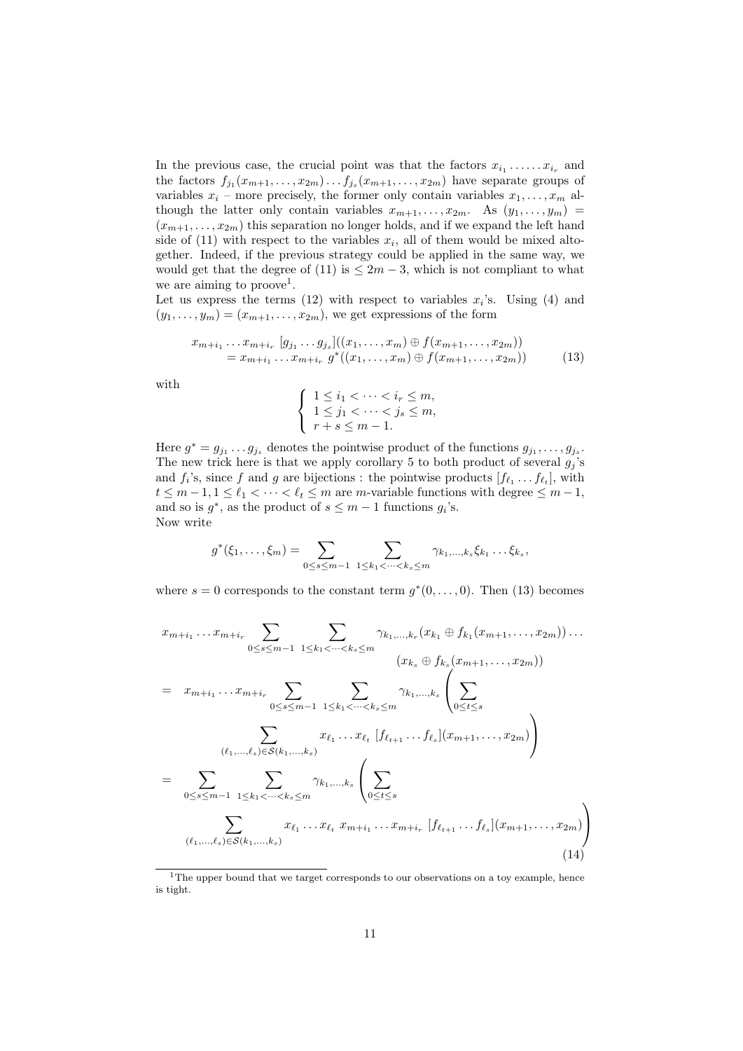In the previous case, the crucial point was that the factors $x_{i_1} \cdot \ldots \cdot x_{i_r}$ and the factors $f_{j_1}(x_{m+1}, \ldots, x_{2m}) \ldots f_{j_s}(x_{m+1}, \ldots, x_{2m})$ have separate groups of variables $x_i$ – more precisely, the former only contain variables $x_1, \ldots, x_m$ although the latter only contain variables $x_{m+1}, \ldots, x_{2m}$. As $(y_1, \ldots, y_m) = (x_{m+1}, \ldots, x_{2m})$ this separation no longer holds, and if we expand the left hand side of (11) with respect to the variables $x_i$, all of them would be mixed altogether. Indeed, if the previous strategy could be applied in the same way, we would get that the degree of (11) is $\leq 2m-3$, which is not compliant to what we are aiming to proove[1].

Let us express the terms (12) with respect to variables $x_i$'s. Using (4) and $(y_1, \ldots, y_m) = (x_{m+1}, \ldots, x_{2m})$, we get expressions of the form

$$
\begin{aligned}
x_{m+i_1} \ldots x_{m+i_r} \; [g_{j_1} \ldots g_{j_s}]((x_1, \ldots, x_m) \oplus f(x_{m+1}, \ldots, x_{2m})) \\
= x_{m+i_1} \ldots x_{m+i_r} \; g^*((x_1, \ldots, x_m) \oplus f(x_{m+1}, \ldots, x_{2m}))
\end{aligned}
\tag{13}
$$

with

$$
\left\{
\begin{array}{l}
1 \leq i_1 < \cdots < i_r \leq m, \\
1 \leq j_1 < \cdots < j_s \leq m, \\
r + s \leq m-1.
\end{array}
\right.
$$

Here $g^* = g_{j_1} \ldots g_{j_s}$ denotes the pointwise product of the functions $g_{j_1}, \ldots, g_{j_s}$. The new trick here is that we apply corollary 5 to both product of several $g_j$'s and $f_i$'s, since $f$ and $g$ are bijections : the pointwise products $[f_{\ell_1} \ldots f_{\ell_t}]$, with $t \leq m-1, 1 \leq \ell_1 < \cdots < \ell_t \leq m$ are $m$-variable functions with degree $\leq m-1$, and so is $g^*$, as the product of $s \leq m-1$ functions $g_i$'s.

Now write

$$
g^*(\xi_1, \ldots, \xi_m) = \sum_{0 \leq s \leq m-1} \; \sum_{1 \leq k_1 < \cdots < k_s \leq m} \gamma_{k_1, \ldots, k_s} \xi_{k_1} \ldots \xi_{k_s},
$$

where $s = 0$ corresponds to the constant term $g^*(0, \ldots, 0)$. Then (13) becomes

$$
\begin{aligned}
& x_{m+i_1} \ldots x_{m+i_r} \sum_{0 \leq s \leq m-1} \; \sum_{1 \leq k_1 < \cdots < k_s \leq m} \gamma_{k_1, \ldots, k_r} (x_{k_1} \oplus f_{k_1}(x_{m+1}, \ldots, x_{2m})) \ldots \\
& \qquad\qquad\qquad\qquad\qquad\qquad\qquad (x_{k_s} \oplus f_{k_s}(x_{m+1}, \ldots, x_{2m})) \\
= \; & x_{m+i_1} \ldots x_{m+i_r} \sum_{0 \leq s \leq m-1} \; \sum_{1 \leq k_1 < \cdots < k_s \leq m} \gamma_{k_1, \ldots, k_s} \left( \sum_{0 \leq t \leq s} \right. \\
& \qquad \left. \sum_{(\ell_1, \ldots, \ell_s) \in \mathcal{S}(k_1, \ldots, k_s)} x_{\ell_1} \ldots x_{\ell_t} \; [f_{\ell_{t+1}} \ldots f_{\ell_s}](x_{m+1}, \ldots, x_{2m}) \right) \\
= \; & \sum_{0 \leq s \leq m-1} \; \sum_{1 \leq k_1 < \cdots < k_s \leq m} \gamma_{k_1, \ldots, k_s} \left( \sum_{0 \leq t \leq s} \right. \\
& \qquad \left. \sum_{(\ell_1, \ldots, \ell_s) \in \mathcal{S}(k_1, \ldots, k_s)} x_{\ell_1} \ldots x_{\ell_t} \; x_{m+i_1} \ldots x_{m+i_r} \; [f_{\ell_{t+1}} \ldots f_{\ell_s}](x_{m+1}, \ldots, x_{2m}) \right)
\end{aligned}
\tag{14}
$$

[1] The upper bound that we target corresponds to our observations on a toy example, hence is tight.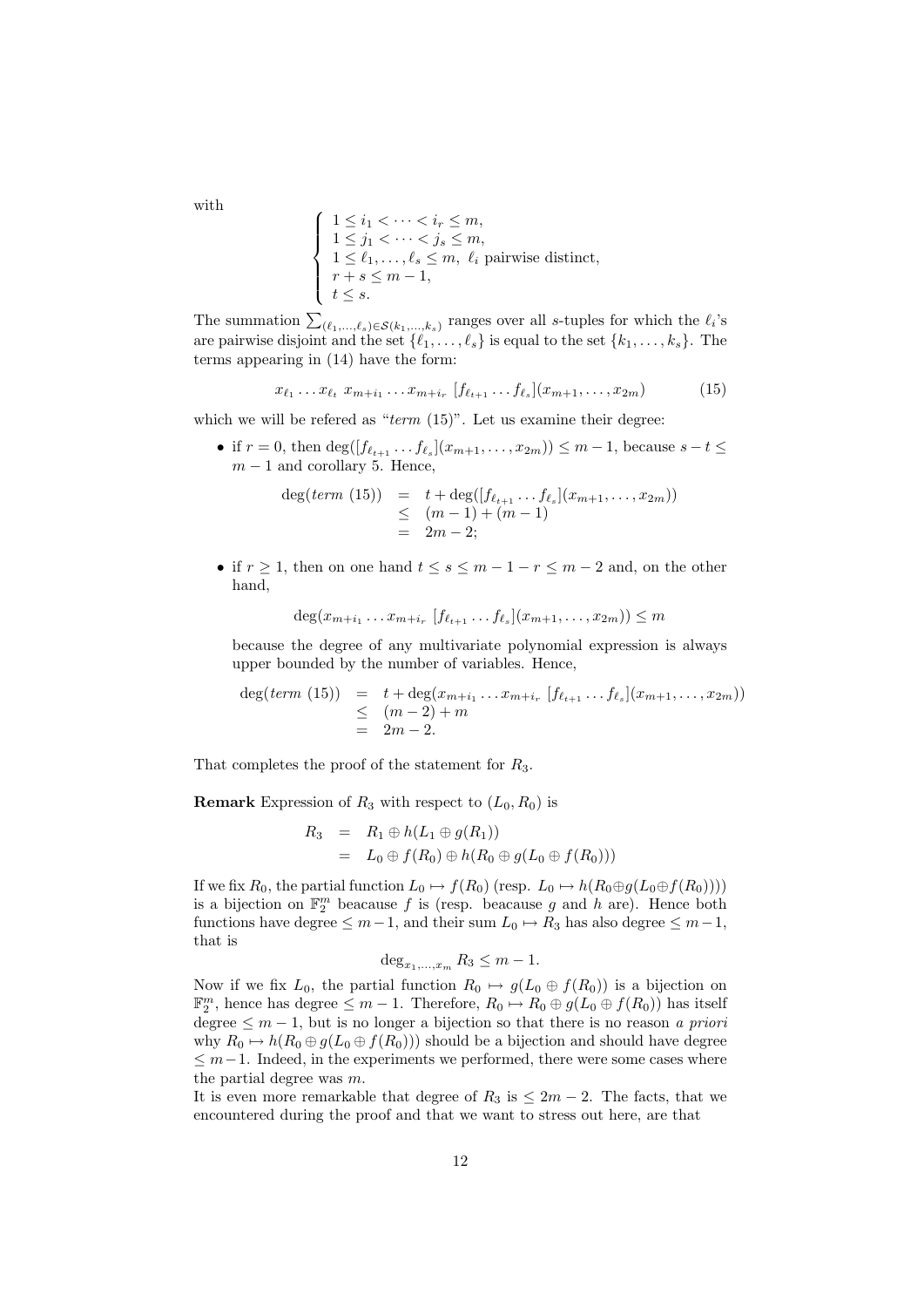with

$$
\begin{cases}
1 \le i_1 < \cdots < i_r \le m, \\
1 \le j_1 < \cdots < j_s \le m, \\
1 \le \ell_1, \ldots, \ell_s \le m, \ \ell_i \text{ pairwise distinct}, \\
r + s \le m - 1, \\
t \le s.
\end{cases}
$$

The summation $\sum_{(\ell_1,\ldots,\ell_s)\in\mathcal{S}(k_1,\ldots,k_s)}$ ranges over all $s$-tuples for which the $\ell_i$'s are pairwise disjoint and the set $\{\ell_1, \ldots, \ell_s\}$ is equal to the set $\{k_1, \ldots, k_s\}$. The terms appearing in (14) have the form:

$$
x_{\ell_1} \ldots x_{\ell_t} \ x_{m+i_1} \ldots x_{m+i_r} \ [f_{\ell_{t+1}} \ldots f_{\ell_s}](x_{m+1}, \ldots, x_{2m}) \tag{15}
$$

which we will be refered as "*term* (15)". Let us examine their degree:

- if $r = 0$, then $\deg([f_{\ell_{t+1}} \ldots f_{\ell_s}](x_{m+1}, \ldots, x_{2m})) \le m-1$, because $s - t \le m - 1$ and corollary 5. Hence,

$$
\begin{aligned}
\deg(\textit{term } (15)) &= t + \deg([f_{\ell_{t+1}} \ldots f_{\ell_s}](x_{m+1}, \ldots, x_{2m})) \\
&\le (m-1) + (m-1) \\
&= 2m - 2;
\end{aligned}
$$

- if $r \ge 1$, then on one hand $t \le s \le m - 1 - r \le m - 2$ and, on the other hand,

$$
\deg(x_{m+i_1} \ldots x_{m+i_r} \ [f_{\ell_{t+1}} \ldots f_{\ell_s}](x_{m+1}, \ldots, x_{2m})) \le m
$$

because the degree of any multivariate polynomial expression is always upper bounded by the number of variables. Hence,

$$
\begin{aligned}
\deg(\textit{term } (15)) &= t + \deg(x_{m+i_1} \ldots x_{m+i_r} \ [f_{\ell_{t+1}} \ldots f_{\ell_s}](x_{m+1}, \ldots, x_{2m})) \\
&\le (m-2) + m \\
&= 2m - 2.
\end{aligned}
$$

That completes the proof of the statement for $R_3$.

**Remark** Expression of $R_3$ with respect to $(L_0, R_0)$ is

$$
\begin{aligned}
R_3 &= R_1 \oplus h(L_1 \oplus g(R_1)) \\
&= L_0 \oplus f(R_0) \oplus h(R_0 \oplus g(L_0 \oplus f(R_0)))
\end{aligned}
$$

If we fix $R_0$, the partial function $L_0 \mapsto f(R_0)$ (resp. $L_0 \mapsto h(R_0 \oplus g(L_0 \oplus f(R_0))))$ is a bijection on $\mathbb{F}_2^m$ beacause $f$ is (resp. beacause $g$ and $h$ are). Hence both functions have degree $\le m-1$, and their sum $L_0 \mapsto R_3$ has also degree $\le m-1$, that is

$$
\deg_{x_1,\ldots,x_m} R_3 \le m - 1.
$$

Now if we fix $L_0$, the partial function $R_0 \mapsto g(L_0 \oplus f(R_0))$ is a bijection on $\mathbb{F}_2^m$, hence has degree $\le m-1$. Therefore, $R_0 \mapsto R_0 \oplus g(L_0 \oplus f(R_0))$ has itself degree $\le m - 1$, but is no longer a bijection so that there is no reason *a priori* why $R_0 \mapsto h(R_0 \oplus g(L_0 \oplus f(R_0)))$ should be a bijection and should have degree $\le m-1$. Indeed, in the experiments we performed, there were some cases where the partial degree was $m$.

It is even more remarkable that degree of $R_3$ is $\le 2m-2$. The facts, that we encountered during the proof and that we want to stress out here, are that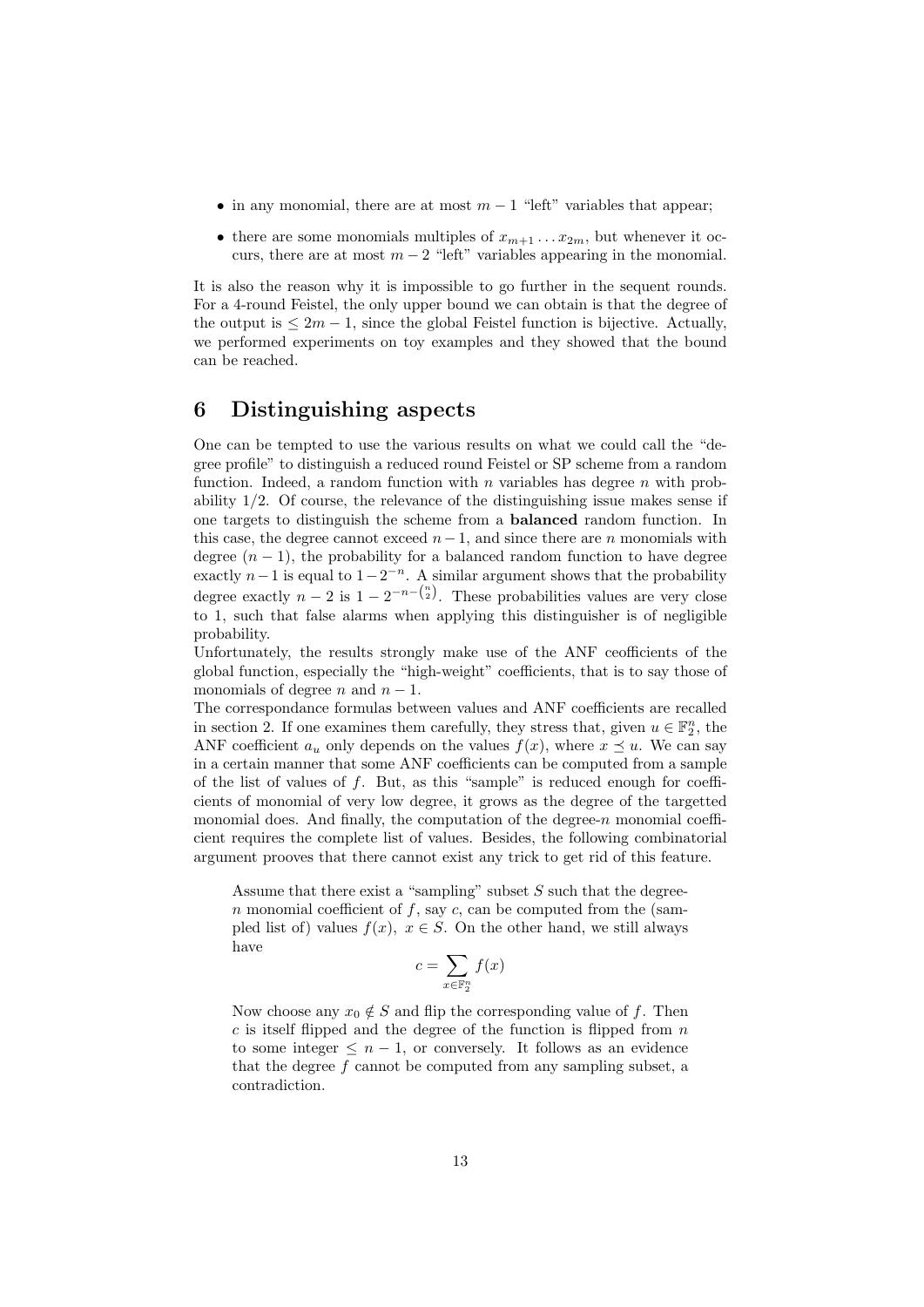- in any monomial, there are at most $m-1$ "left" variables that appear;
- there are some monomials multiples of $x_{m+1} \dots x_{2m}$, but whenever it occurs, there are at most $m-2$ "left" variables appearing in the monomial.

It is also the reason why it is impossible to go further in the sequent rounds. For a 4-round Feistel, the only upper bound we can obtain is that the degree of the output is $\leq 2m-1$, since the global Feistel function is bijective. Actually, we performed experiments on toy examples and they showed that the bound can be reached.

# 6 Distinguishing aspects

One can be tempted to use the various results on what we could call the "degree profile" to distinguish a reduced round Feistel or SP scheme from a random function. Indeed, a random function with $n$ variables has degree $n$ with probability $1/2$. Of course, the relevance of the distinguishing issue makes sense if one targets to distinguish the scheme from a **balanced** random function. In this case, the degree cannot exceed $n-1$, and since there are $n$ monomials with degree $(n-1)$, the probability for a balanced random function to have degree exactly $n-1$ is equal to $1-2^{-n}$. A similar argument shows that the probability degree exactly $n-2$ is $1-2^{-n-\binom{n}{2}}$. These probabilities values are very close to 1, such that false alarms when applying this distinguisher is of negligible probability.
Unfortunately, the results strongly make use of the ANF ceofficients of the global function, especially the "high-weight" coefficients, that is to say those of monomials of degree $n$ and $n-1$.
The correspondance formulas between values and ANF coefficients are recalled in section 2. If one examines them carefully, they stress that, given $u \in \mathbb{F}_2^n$, the ANF coefficient $a_u$ only depends on the values $f(x)$, where $x \preceq u$. We can say in a certain manner that some ANF coefficients can be computed from a sample of the list of values of $f$. But, as this "sample" is reduced enough for coefficients of monomial of very low degree, it grows as the degree of the targetted monomial does. And finally, the computation of the degree-$n$ monomial coefficient requires the complete list of values. Besides, the following combinatorial argument prooves that there cannot exist any trick to get rid of this feature.

> Assume that there exist a "sampling" subset $S$ such that the degree-$n$ monomial coefficient of $f$, say $c$, can be computed from the (sampled list of) values $f(x)$, $x \in S$. On the other hand, we still always have
>
> $$c = \sum_{x \in \mathbb{F}_2^n} f(x)$$
>
> Now choose any $x_0 \notin S$ and flip the corresponding value of $f$. Then $c$ is itself flipped and the degree of the function is flipped from $n$ to some integer $\leq n-1$, or conversely. It follows as an evidence that the degree $f$ cannot be computed from any sampling subset, a contradiction.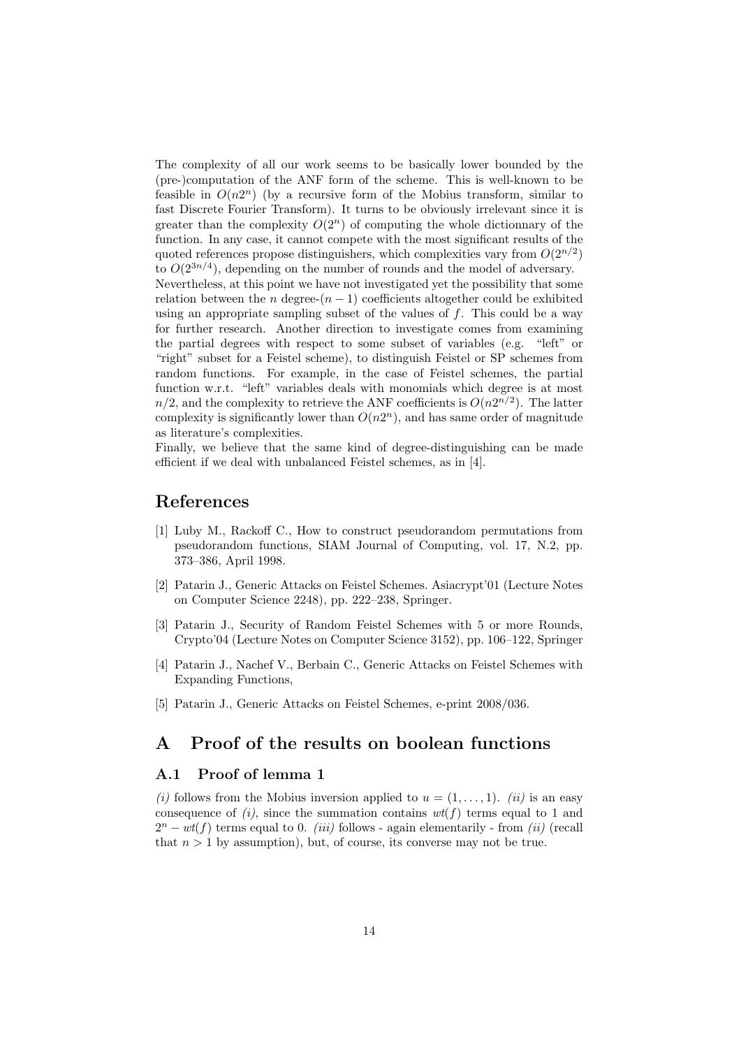The complexity of all our work seems to be basically lower bounded by the (pre-)computation of the ANF form of the scheme. This is well-known to be feasible in $O(n2^n)$ (by a recursive form of the Mobius transform, similar to fast Discrete Fourier Transform). It turns to be obviously irrelevant since it is greater than the complexity $O(2^n)$ of computing the whole dictionnary of the function. In any case, it cannot compete with the most significant results of the quoted references propose distinguishers, which complexities vary from $O(2^{n/2})$ to $O(2^{3n/4})$, depending on the number of rounds and the model of adversary.
Nevertheless, at this point we have not investigated yet the possibility that some relation between the $n$ degree-$(n-1)$ coefficients altogether could be exhibited using an appropriate sampling subset of the values of $f$. This could be a way for further research. Another direction to investigate comes from examining the partial degrees with respect to some subset of variables (e.g. "left" or "right" subset for a Feistel scheme), to distinguish Feistel or SP schemes from random functions. For example, in the case of Feistel schemes, the partial function w.r.t. "left" variables deals with monomials which degree is at most $n/2$, and the complexity to retrieve the ANF coefficients is $O(n2^{n/2})$. The latter complexity is significantly lower than $O(n2^n)$, and has same order of magnitude as literature's complexities.
Finally, we believe that the same kind of degree-distinguishing can be made efficient if we deal with unbalanced Feistel schemes, as in [4].

## References

[1] Luby M., Rackoff C., How to construct pseudorandom permutations from pseudorandom functions, SIAM Journal of Computing, vol. 17, N.2, pp. 373–386, April 1998.

[2] Patarin J., Generic Attacks on Feistel Schemes. Asiacrypt'01 (Lecture Notes on Computer Science 2248), pp. 222–238, Springer.

[3] Patarin J., Security of Random Feistel Schemes with 5 or more Rounds, Crypto'04 (Lecture Notes on Computer Science 3152), pp. 106–122, Springer

[4] Patarin J., Nachef V., Berbain C., Generic Attacks on Feistel Schemes with Expanding Functions,

[5] Patarin J., Generic Attacks on Feistel Schemes, e-print 2008/036.

## A Proof of the results on boolean functions

### A.1 Proof of lemma 1

*(i)* follows from the Mobius inversion applied to $u = (1, \ldots, 1)$. *(ii)* is an easy consequence of *(i)*, since the summation contains $wt(f)$ terms equal to 1 and $2^n - wt(f)$ terms equal to 0. *(iii)* follows - again elementarily - from *(ii)* (recall that $n > 1$ by assumption), but, of course, its converse may not be true.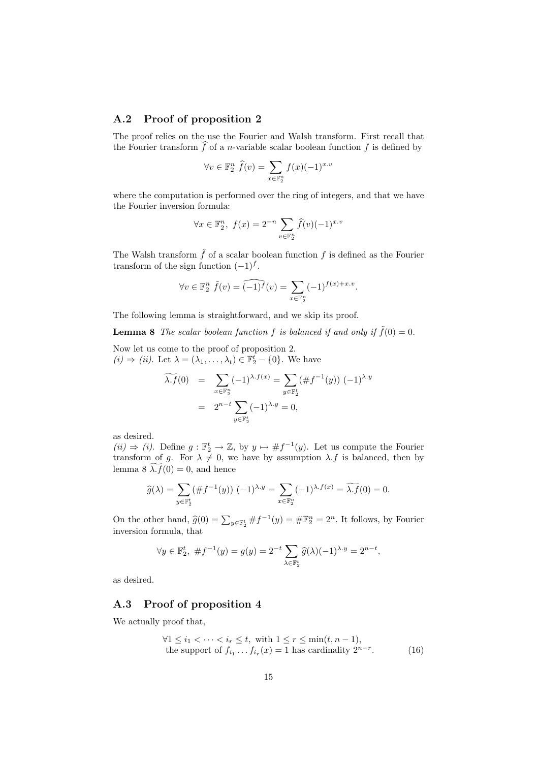## A.2 Proof of proposition 2

The proof relies on the use the Fourier and Walsh transform. First recall that the Fourier transform $\widehat{f}$ of a $n$-variable scalar boolean function $f$ is defined by

$$\forall v \in \mathbb{F}_2^n \ \widehat{f}(v) = \sum_{x \in \mathbb{F}_2^n} f(x)(-1)^{x.v}$$

where the computation is performed over the ring of integers, and that we have the Fourier inversion formula:

$$\forall x \in \mathbb{F}_2^n, \ f(x) = 2^{-n} \sum_{v \in \mathbb{F}_2^n} \widehat{f}(v)(-1)^{x.v}$$

The Walsh transform $\tilde{f}$ of a scalar boolean function $f$ is defined as the Fourier transform of the sign function $(-1)^f$.

$$\forall v \in \mathbb{F}_2^n \ \tilde{f}(v) = \widehat{(-1)^f}(v) = \sum_{x \in \mathbb{F}_2^n} (-1)^{f(x)+x.v}.$$

The following lemma is straightforward, and we skip its proof.

**Lemma 8** *The scalar boolean function $f$ is balanced if and only if $\tilde{f}(0) = 0$.*

Now let us come to the proof of proposition 2.
*(i) $\Rightarrow$ (ii).* Let $\lambda = (\lambda_1, \dots, \lambda_t) \in \mathbb{F}_2^t - \{0\}$. We have

$$\begin{aligned}
\widetilde{\lambda.f}(0) &= \sum_{x \in \mathbb{F}_2^n} (-1)^{\lambda.f(x)} = \sum_{y \in \mathbb{F}_2^t} \left(\# f^{-1}(y)\right) (-1)^{\lambda.y} \\
&= 2^{n-t} \sum_{y \in \mathbb{F}_2^t} (-1)^{\lambda.y} = 0,
\end{aligned}$$

as desired.
*(ii) $\Rightarrow$ (i).* Define $g : \mathbb{F}_2^t \to \mathbb{Z}$, by $y \mapsto \# f^{-1}(y)$. Let us compute the Fourier transform of $g$. For $\lambda \neq 0$, we have by assumption $\lambda.f$ is balanced, then by lemma 8 $\widetilde{\lambda.f}(0) = 0$, and hence

$$\widehat{g}(\lambda) = \sum_{y \in \mathbb{F}_2^t} \left(\# f^{-1}(y)\right) (-1)^{\lambda.y} = \sum_{x \in \mathbb{F}_2^n} (-1)^{\lambda.f(x)} = \widetilde{\lambda.f}(0) = 0.$$

On the other hand, $\widehat{g}(0) = \sum_{y \in \mathbb{F}_2^t} \# f^{-1}(y) = \# \mathbb{F}_2^n = 2^n$. It follows, by Fourier inversion formula, that

$$\forall y \in \mathbb{F}_2^t, \ \# f^{-1}(y) = g(y) = 2^{-t} \sum_{\lambda \in \mathbb{F}_2^t} \widehat{g}(\lambda)(-1)^{\lambda.y} = 2^{n-t},$$

as desired.

## A.3 Proof of proposition 4

We actually proof that,

$$\begin{aligned}
&\forall 1 \leq i_1 < \dots < i_r \leq t, \text{ with } 1 \leq r \leq \min(t, n-1), \\
&\text{the support of } f_{i_1} \dots f_{i_r}(x) = 1 \text{ has cardinality } 2^{n-r}.
\end{aligned} \tag{16}$$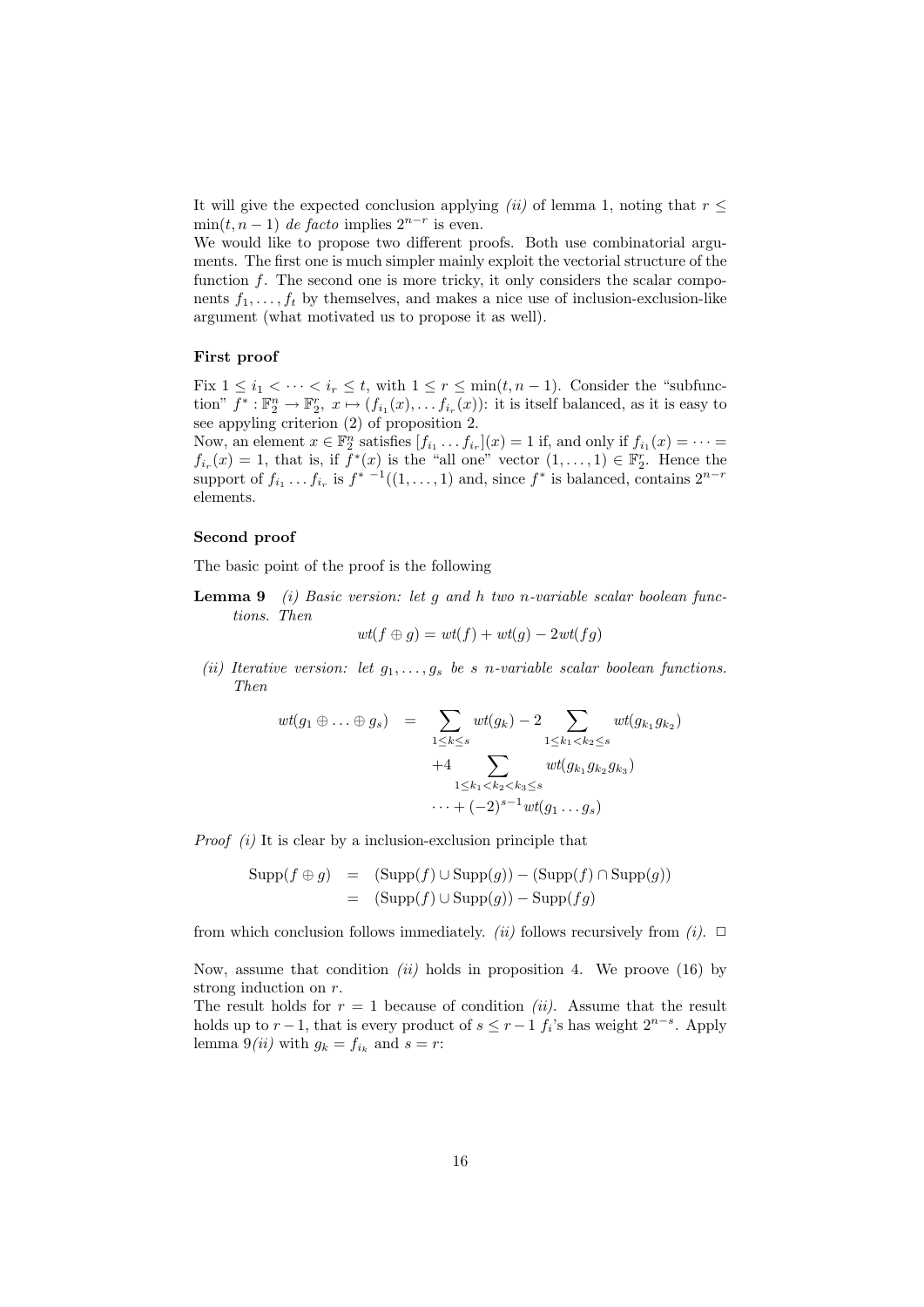It will give the expected conclusion applying *(ii)* of lemma 1, noting that $r \leq \min(t, n-1)$ *de facto* implies $2^{n-r}$ is even.
We would like to propose two different proofs. Both use combinatorial arguments. The first one is much simpler mainly exploit the vectorial structure of the function $f$. The second one is more tricky, it only considers the scalar components $f_1, \ldots, f_t$ by themselves, and makes a nice use of inclusion-exclusion-like argument (what motivated us to propose it as well).

**First proof**

Fix $1 \leq i_1 < \cdots < i_r \leq t$, with $1 \leq r \leq \min(t, n-1)$. Consider the "subfunction" $f^* : \mathbb{F}_2^n \to \mathbb{F}_2^r$, $x \mapsto (f_{i_1}(x), \ldots f_{i_r}(x))$: it is itself balanced, as it is easy to see appyling criterion (2) of proposition 2.
Now, an element $x \in \mathbb{F}_2^n$ satisfies $[f_{i_1} \ldots f_{i_r}](x) = 1$ if, and only if $f_{i_1}(x) = \cdots = f_{i_r}(x) = 1$, that is, if $f^*(x)$ is the "all one" vector $(1, \ldots, 1) \in \mathbb{F}_2^r$. Hence the support of $f_{i_1} \ldots f_{i_r}$ is ${f^*}^{-1}((1, \ldots, 1)$ and, since $f^*$ is balanced, contains $2^{n-r}$ elements.

**Second proof**

The basic point of the proof is the following

**Lemma 9** *(i) Basic version: let $g$ and $h$ two $n$-variable scalar boolean functions. Then*

$$wt(f \oplus g) = wt(f) + wt(g) - 2wt(fg)$$

*(ii) Iterative version: let $g_1, \ldots, g_s$ be $s$ $n$-variable scalar boolean functions. Then*

$$\begin{aligned} wt(g_1 \oplus \ldots \oplus g_s) &= \sum_{1 \leq k \leq s} wt(g_k) - 2 \sum_{1 \leq k_1 < k_2 \leq s} wt(g_{k_1} g_{k_2}) \\ &\quad +4 \sum_{1 \leq k_1 < k_2 < k_3 \leq s} wt(g_{k_1} g_{k_2} g_{k_3}) \\ &\quad \cdots + (-2)^{s-1} wt(g_1 \ldots g_s) \end{aligned}$$

*Proof* *(i)* It is clear by a inclusion-exclusion principle that

$$\begin{aligned} \mathrm{Supp}(f \oplus g) &= (\mathrm{Supp}(f) \cup \mathrm{Supp}(g)) - (\mathrm{Supp}(f) \cap \mathrm{Supp}(g)) \\ &= (\mathrm{Supp}(f) \cup \mathrm{Supp}(g)) - \mathrm{Supp}(fg) \end{aligned}$$

from which conclusion follows immediately. *(ii)* follows recursively from *(i)*. $\square$

Now, assume that condition *(ii)* holds in proposition 4. We proove (16) by strong induction on $r$.
The result holds for $r = 1$ because of condition *(ii)*. Assume that the result holds up to $r - 1$, that is every product of $s \leq r - 1$ $f_i$'s has weight $2^{n-s}$. Apply lemma 9*(ii)* with $g_k = f_{i_k}$ and $s = r$: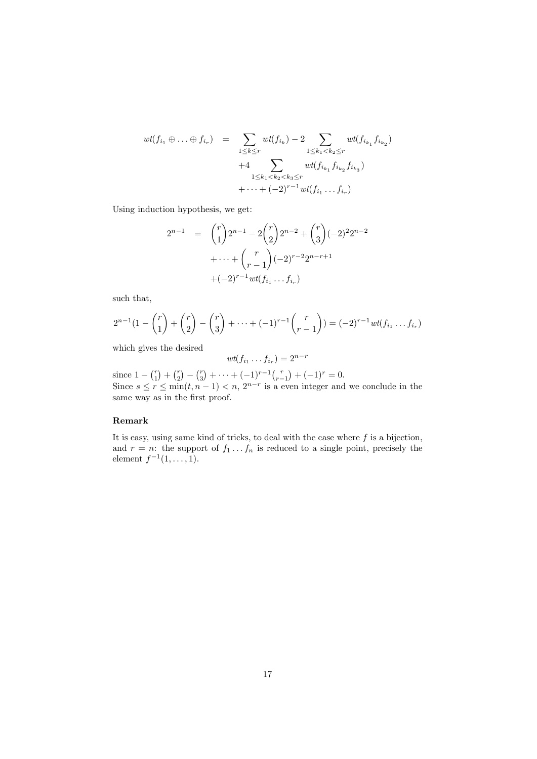$$
\begin{aligned}
wt(f_{i_1} \oplus \ldots \oplus f_{i_r}) &= \sum_{1 \le k \le r} wt(f_{i_k}) - 2 \sum_{1 \le k_1 < k_2 \le r} wt(f_{i_{k_1}} f_{i_{k_2}}) \\
&\quad +4 \sum_{1 \le k_1 < k_2 < k_3 \le r} wt(f_{i_{k_1}} f_{i_{k_2}} f_{i_{k_3}}) \\
&\quad + \cdots + (-2)^{r-1} wt(f_{i_1} \ldots f_{i_r})
\end{aligned}
$$

Using induction hypothesis, we get:

$$
\begin{aligned}
2^{n-1} &= \binom{r}{1} 2^{n-1} - 2 \binom{r}{2} 2^{n-2} + \binom{r}{3} (-2)^2 2^{n-2} \\
&\quad + \cdots + \binom{r}{r-1} (-2)^{r-2} 2^{n-r+1} \\
&\quad + (-2)^{r-1} wt(f_{i_1} \ldots f_{i_r})
\end{aligned}
$$

such that,

$$
2^{n-1}(1 - \binom{r}{1} + \binom{r}{2} - \binom{r}{3} + \cdots + (-1)^{r-1} \binom{r}{r-1}) = (-2)^{r-1} wt(f_{i_1} \ldots f_{i_r})
$$

which gives the desired

$$
wt(f_{i_1} \ldots f_{i_r}) = 2^{n-r}
$$

since $1 - \binom{r}{1} + \binom{r}{2} - \binom{r}{3} + \cdots + (-1)^{r-1} \binom{r}{r-1} + (-1)^r = 0$.
Since $s \le r \le \min(t, n-1) < n$, $2^{n-r}$ is a even integer and we conclude in the same way as in the first proof.

### Remark

It is easy, using same kind of tricks, to deal with the case where $f$ is a bijection, and $r = n$: the support of $f_1 \ldots f_n$ is reduced to a single point, precisely the element $f^{-1}(1, \ldots, 1)$.